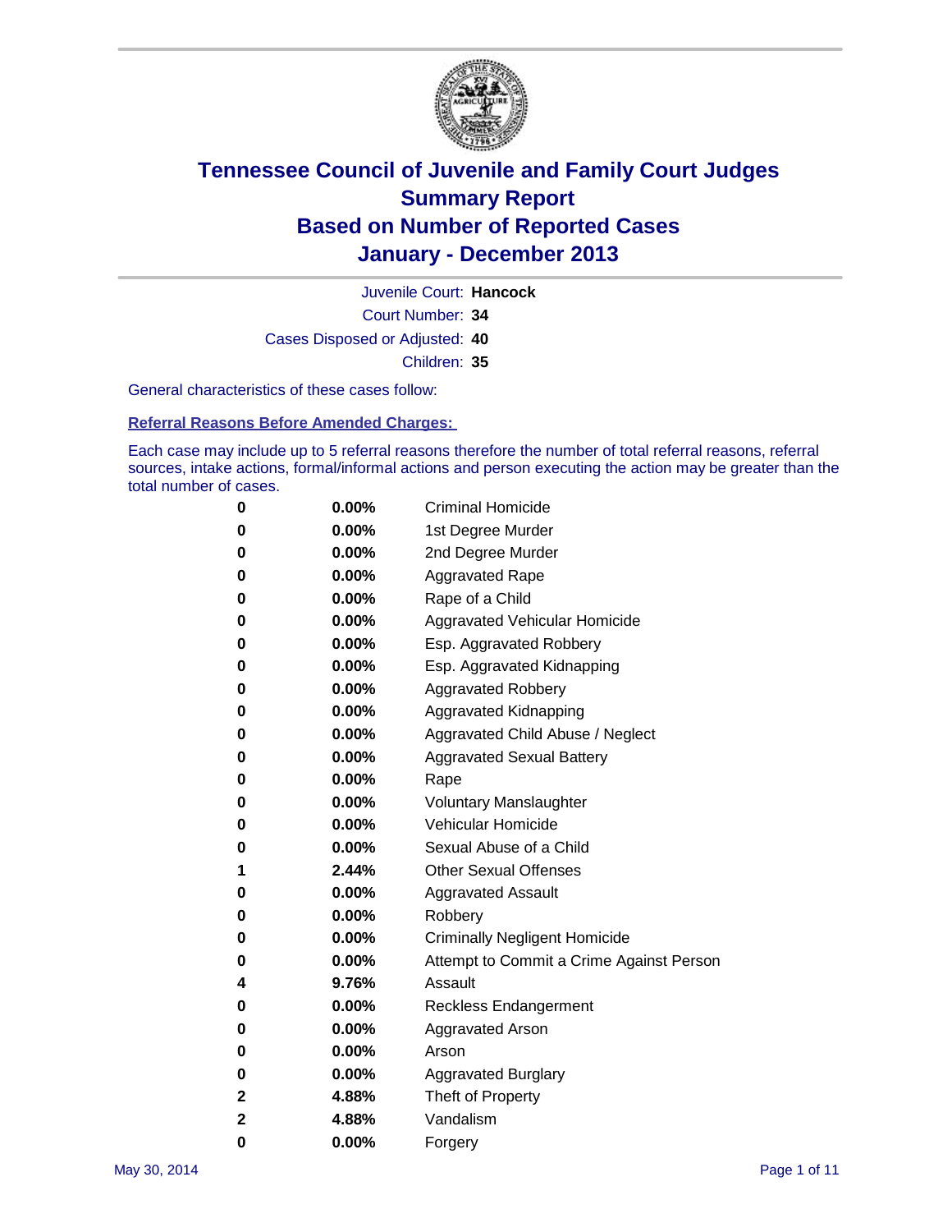# Tennessee Council of Juvenile and Family Court Judges
# Summary Report
# Based on Number of Reported Cases
# January - December 2013

Juvenile Court: **Hancock**
Court Number: **34**
Cases Disposed or Adjusted: **40**
Children: **35**

General characteristics of these cases follow:

**Referral Reasons Before Amended Charges:**

Each case may include up to 5 referral reasons therefore the number of total referral reasons, referral sources, intake actions, formal/informal actions and person executing the action may be greater than the total number of cases.

| | | |
|---|---|---|
| 0 | 0.00% | Criminal Homicide |
| 0 | 0.00% | 1st Degree Murder |
| 0 | 0.00% | 2nd Degree Murder |
| 0 | 0.00% | Aggravated Rape |
| 0 | 0.00% | Rape of a Child |
| 0 | 0.00% | Aggravated Vehicular Homicide |
| 0 | 0.00% | Esp. Aggravated Robbery |
| 0 | 0.00% | Esp. Aggravated Kidnapping |
| 0 | 0.00% | Aggravated Robbery |
| 0 | 0.00% | Aggravated Kidnapping |
| 0 | 0.00% | Aggravated Child Abuse / Neglect |
| 0 | 0.00% | Aggravated Sexual Battery |
| 0 | 0.00% | Rape |
| 0 | 0.00% | Voluntary Manslaughter |
| 0 | 0.00% | Vehicular Homicide |
| 0 | 0.00% | Sexual Abuse of a Child |
| 1 | 2.44% | Other Sexual Offenses |
| 0 | 0.00% | Aggravated Assault |
| 0 | 0.00% | Robbery |
| 0 | 0.00% | Criminally Negligent Homicide |
| 0 | 0.00% | Attempt to Commit a Crime Against Person |
| 4 | 9.76% | Assault |
| 0 | 0.00% | Reckless Endangerment |
| 0 | 0.00% | Aggravated Arson |
| 0 | 0.00% | Arson |
| 0 | 0.00% | Aggravated Burglary |
| 2 | 4.88% | Theft of Property |
| 2 | 4.88% | Vandalism |
| 0 | 0.00% | Forgery |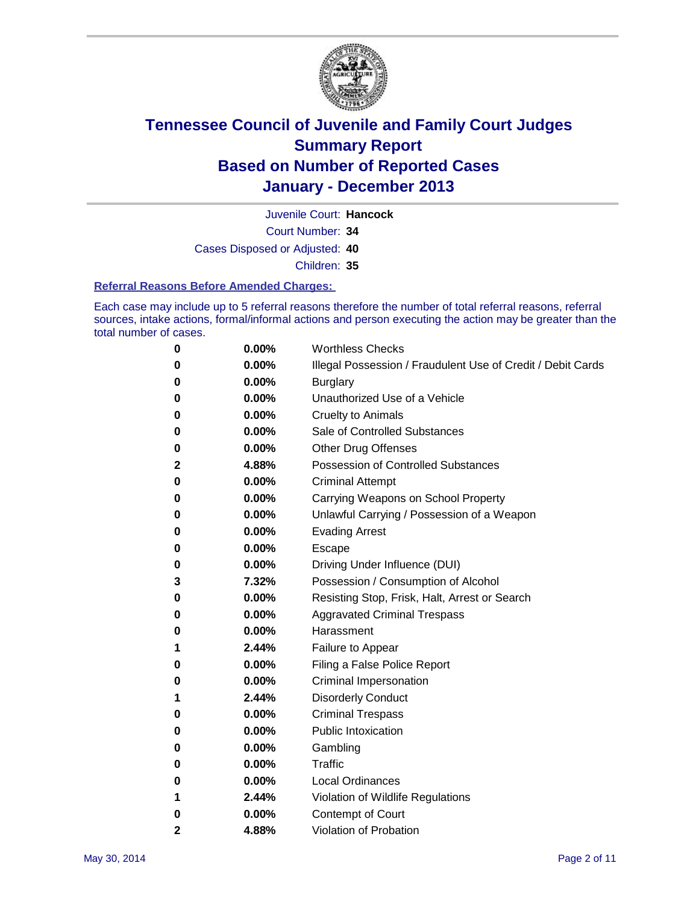# Tennessee Council of Juvenile and Family Court Judges
# Summary Report
# Based on Number of Reported Cases
# January - December 2013

Juvenile Court: **Hancock**

Court Number: **34**

Cases Disposed or Adjusted: **40**

Children: **35**

### Referral Reasons Before Amended Charges:

Each case may include up to 5 referral reasons therefore the number of total referral reasons, referral sources, intake actions, formal/informal actions and person executing the action may be greater than the total number of cases.

| Count | Percent | Referral Reason |
|---|---|---|
| 0 | 0.00% | Worthless Checks |
| 0 | 0.00% | Illegal Possession / Fraudulent Use of Credit / Debit Cards |
| 0 | 0.00% | Burglary |
| 0 | 0.00% | Unauthorized Use of a Vehicle |
| 0 | 0.00% | Cruelty to Animals |
| 0 | 0.00% | Sale of Controlled Substances |
| 0 | 0.00% | Other Drug Offenses |
| 2 | 4.88% | Possession of Controlled Substances |
| 0 | 0.00% | Criminal Attempt |
| 0 | 0.00% | Carrying Weapons on School Property |
| 0 | 0.00% | Unlawful Carrying / Possession of a Weapon |
| 0 | 0.00% | Evading Arrest |
| 0 | 0.00% | Escape |
| 0 | 0.00% | Driving Under Influence (DUI) |
| 3 | 7.32% | Possession / Consumption of Alcohol |
| 0 | 0.00% | Resisting Stop, Frisk, Halt, Arrest or Search |
| 0 | 0.00% | Aggravated Criminal Trespass |
| 0 | 0.00% | Harassment |
| 1 | 2.44% | Failure to Appear |
| 0 | 0.00% | Filing a False Police Report |
| 0 | 0.00% | Criminal Impersonation |
| 1 | 2.44% | Disorderly Conduct |
| 0 | 0.00% | Criminal Trespass |
| 0 | 0.00% | Public Intoxication |
| 0 | 0.00% | Gambling |
| 0 | 0.00% | Traffic |
| 0 | 0.00% | Local Ordinances |
| 1 | 2.44% | Violation of Wildlife Regulations |
| 0 | 0.00% | Contempt of Court |
| 2 | 4.88% | Violation of Probation |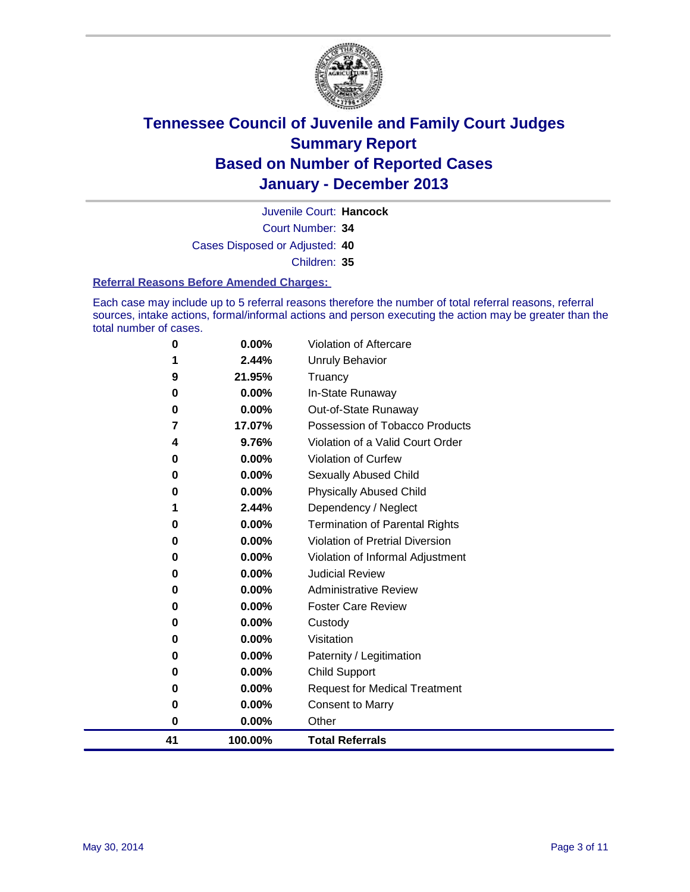# Tennessee Council of Juvenile and Family Court Judges
## Summary Report
## Based on Number of Reported Cases
## January - December 2013

Juvenile Court: **Hancock**

Court Number: **34**

Cases Disposed or Adjusted: **40**

Children: **35**

### Referral Reasons Before Amended Charges:

Each case may include up to 5 referral reasons therefore the number of total referral reasons, referral sources, intake actions, formal/informal actions and person executing the action may be greater than the total number of cases.

| Count | Percent | Referral Reason |
|---|---|---|
| 0 | 0.00% | Violation of Aftercare |
| 1 | 2.44% | Unruly Behavior |
| 9 | 21.95% | Truancy |
| 0 | 0.00% | In-State Runaway |
| 0 | 0.00% | Out-of-State Runaway |
| 7 | 17.07% | Possession of Tobacco Products |
| 4 | 9.76% | Violation of a Valid Court Order |
| 0 | 0.00% | Violation of Curfew |
| 0 | 0.00% | Sexually Abused Child |
| 0 | 0.00% | Physically Abused Child |
| 1 | 2.44% | Dependency / Neglect |
| 0 | 0.00% | Termination of Parental Rights |
| 0 | 0.00% | Violation of Pretrial Diversion |
| 0 | 0.00% | Violation of Informal Adjustment |
| 0 | 0.00% | Judicial Review |
| 0 | 0.00% | Administrative Review |
| 0 | 0.00% | Foster Care Review |
| 0 | 0.00% | Custody |
| 0 | 0.00% | Visitation |
| 0 | 0.00% | Paternity / Legitimation |
| 0 | 0.00% | Child Support |
| 0 | 0.00% | Request for Medical Treatment |
| 0 | 0.00% | Consent to Marry |
| 0 | 0.00% | Other |
| **41** | **100.00%** | **Total Referrals** |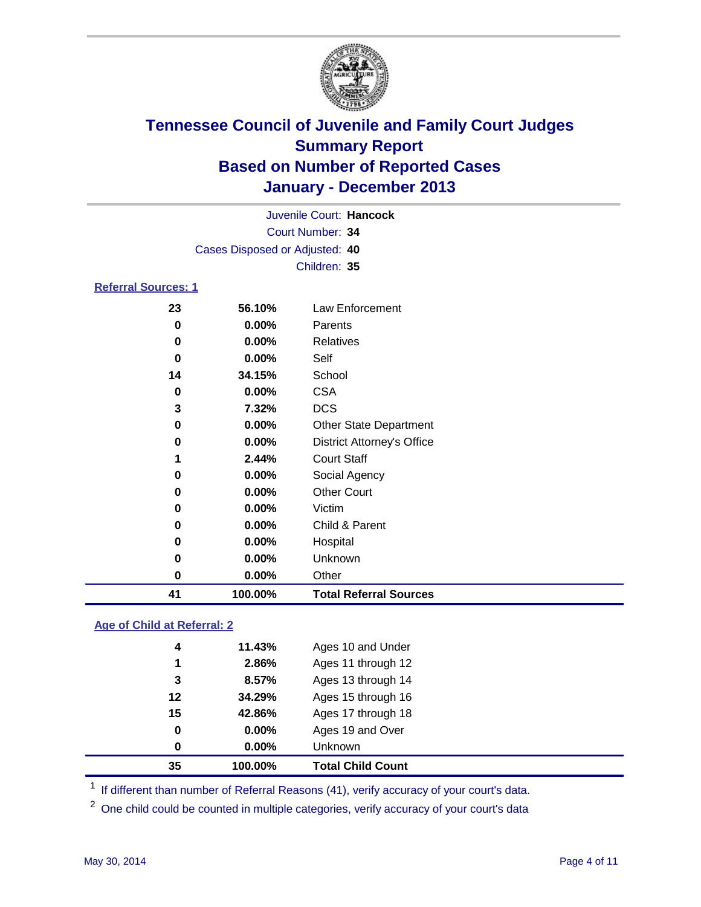# Tennessee Council of Juvenile and Family Court Judges
## Summary Report
## Based on Number of Reported Cases
## January - December 2013

Juvenile Court: **Hancock**
Court Number: **34**
Cases Disposed or Adjusted: **40**
Children: **35**

### Referral Sources: 1

| | | |
|---|---|---|
| 23 | 56.10% | Law Enforcement |
| 0 | 0.00% | Parents |
| 0 | 0.00% | Relatives |
| 0 | 0.00% | Self |
| 14 | 34.15% | School |
| 0 | 0.00% | CSA |
| 3 | 7.32% | DCS |
| 0 | 0.00% | Other State Department |
| 0 | 0.00% | District Attorney's Office |
| 1 | 2.44% | Court Staff |
| 0 | 0.00% | Social Agency |
| 0 | 0.00% | Other Court |
| 0 | 0.00% | Victim |
| 0 | 0.00% | Child & Parent |
| 0 | 0.00% | Hospital |
| 0 | 0.00% | Unknown |
| 0 | 0.00% | Other |
| **41** | **100.00%** | **Total Referral Sources** |

### Age of Child at Referral: 2

| | | |
|---|---|---|
| 4 | 11.43% | Ages 10 and Under |
| 1 | 2.86% | Ages 11 through 12 |
| 3 | 8.57% | Ages 13 through 14 |
| 12 | 34.29% | Ages 15 through 16 |
| 15 | 42.86% | Ages 17 through 18 |
| 0 | 0.00% | Ages 19 and Over |
| 0 | 0.00% | Unknown |
| **35** | **100.00%** | **Total Child Count** |

[1] If different than number of Referral Reasons (41), verify accuracy of your court's data.

[2] One child could be counted in multiple categories, verify accuracy of your court's data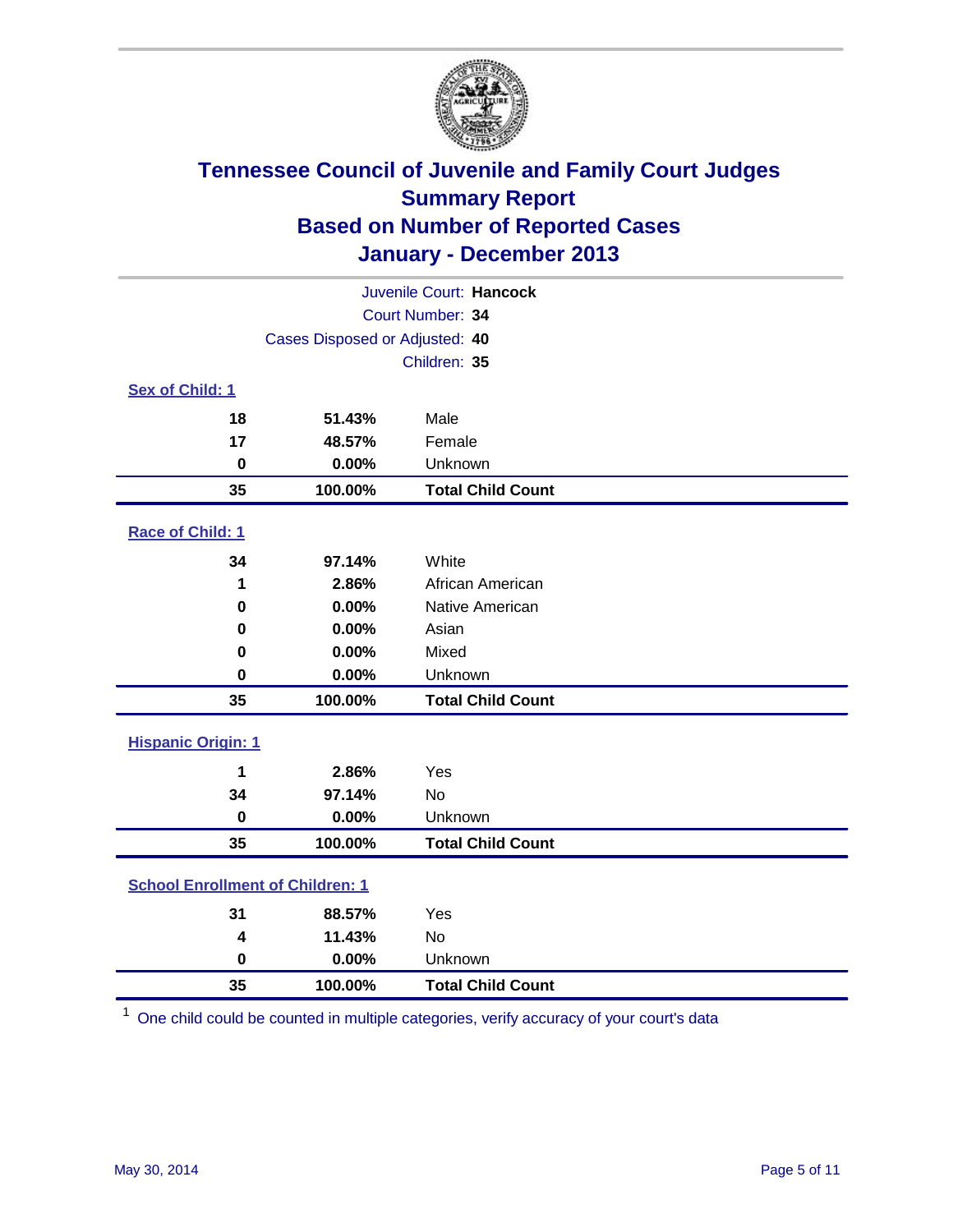# Tennessee Council of Juvenile and Family Court Judges
## Summary Report
## Based on Number of Reported Cases
## January - December 2013

Juvenile Court: **Hancock**
Court Number: **34**
Cases Disposed or Adjusted: **40**
Children: **35**

### Sex of Child: 1

| Count | Percent | Category |
|---|---|---|
| 18 | 51.43% | Male |
| 17 | 48.57% | Female |
| 0 | 0.00% | Unknown |
| **35** | **100.00%** | **Total Child Count** |

### Race of Child: 1

| Count | Percent | Category |
|---|---|---|
| 34 | 97.14% | White |
| 1 | 2.86% | African American |
| 0 | 0.00% | Native American |
| 0 | 0.00% | Asian |
| 0 | 0.00% | Mixed |
| 0 | 0.00% | Unknown |
| **35** | **100.00%** | **Total Child Count** |

### Hispanic Origin: 1

| Count | Percent | Category |
|---|---|---|
| 1 | 2.86% | Yes |
| 34 | 97.14% | No |
| 0 | 0.00% | Unknown |
| **35** | **100.00%** | **Total Child Count** |

### School Enrollment of Children: 1

| Count | Percent | Category |
|---|---|---|
| 31 | 88.57% | Yes |
| 4 | 11.43% | No |
| 0 | 0.00% | Unknown |
| **35** | **100.00%** | **Total Child Count** |

[1] One child could be counted in multiple categories, verify accuracy of your court's data

May 30, 2014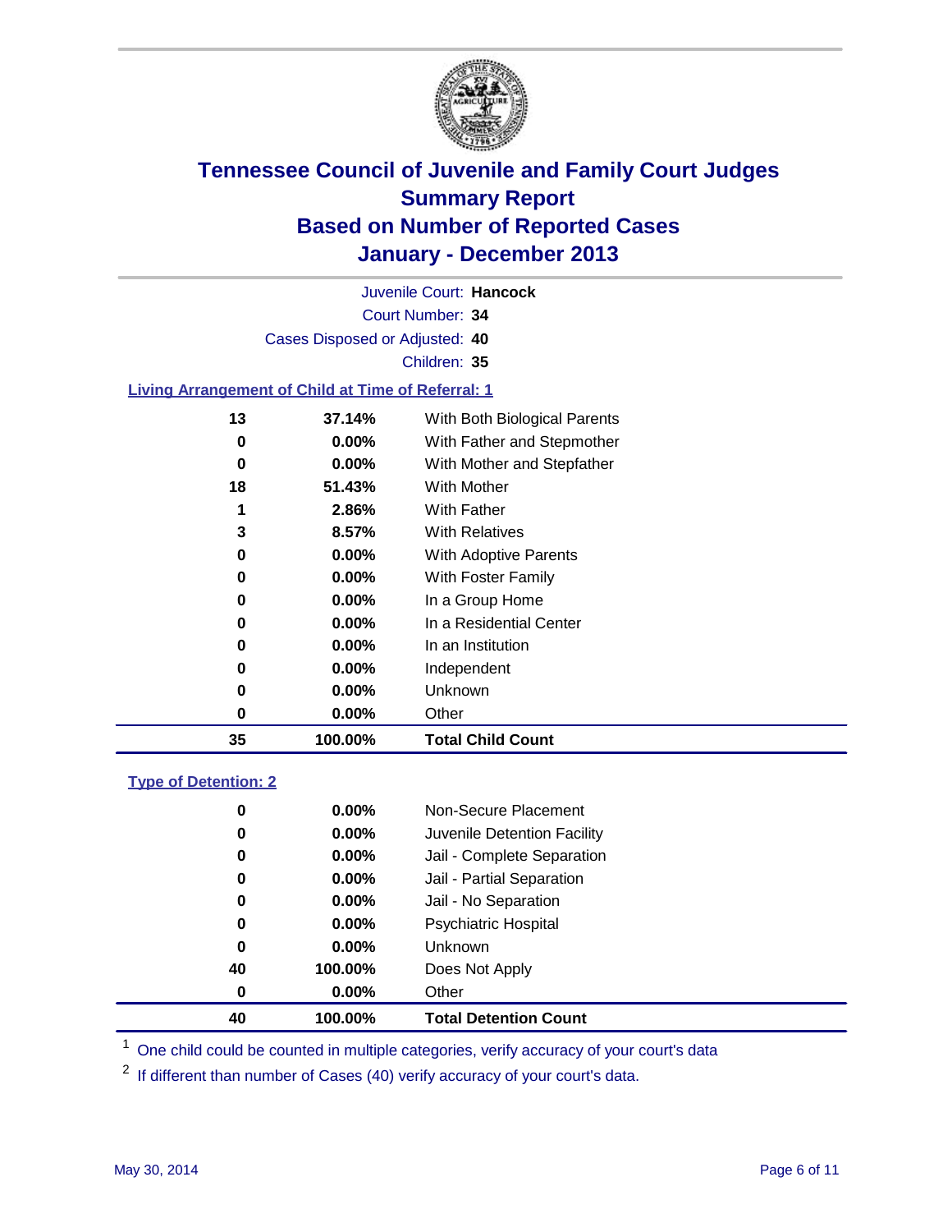# Tennessee Council of Juvenile and Family Court Judges
## Summary Report
## Based on Number of Reported Cases
## January - December 2013

Juvenile Court: **Hancock**
Court Number: **34**
Cases Disposed or Adjusted: **40**
Children: **35**

### Living Arrangement of Child at Time of Referral: 1

| Count | Percent | Category |
|---|---|---|
| 13 | 37.14% | With Both Biological Parents |
| 0 | 0.00% | With Father and Stepmother |
| 0 | 0.00% | With Mother and Stepfather |
| 18 | 51.43% | With Mother |
| 1 | 2.86% | With Father |
| 3 | 8.57% | With Relatives |
| 0 | 0.00% | With Adoptive Parents |
| 0 | 0.00% | With Foster Family |
| 0 | 0.00% | In a Group Home |
| 0 | 0.00% | In a Residential Center |
| 0 | 0.00% | In an Institution |
| 0 | 0.00% | Independent |
| 0 | 0.00% | Unknown |
| 0 | 0.00% | Other |
| **35** | **100.00%** | **Total Child Count** |

### Type of Detention: 2

| Count | Percent | Category |
|---|---|---|
| 0 | 0.00% | Non-Secure Placement |
| 0 | 0.00% | Juvenile Detention Facility |
| 0 | 0.00% | Jail - Complete Separation |
| 0 | 0.00% | Jail - Partial Separation |
| 0 | 0.00% | Jail - No Separation |
| 0 | 0.00% | Psychiatric Hospital |
| 0 | 0.00% | Unknown |
| 40 | 100.00% | Does Not Apply |
| 0 | 0.00% | Other |
| **40** | **100.00%** | **Total Detention Count** |

[1] One child could be counted in multiple categories, verify accuracy of your court's data

[2] If different than number of Cases (40) verify accuracy of your court's data.

May 30, 2014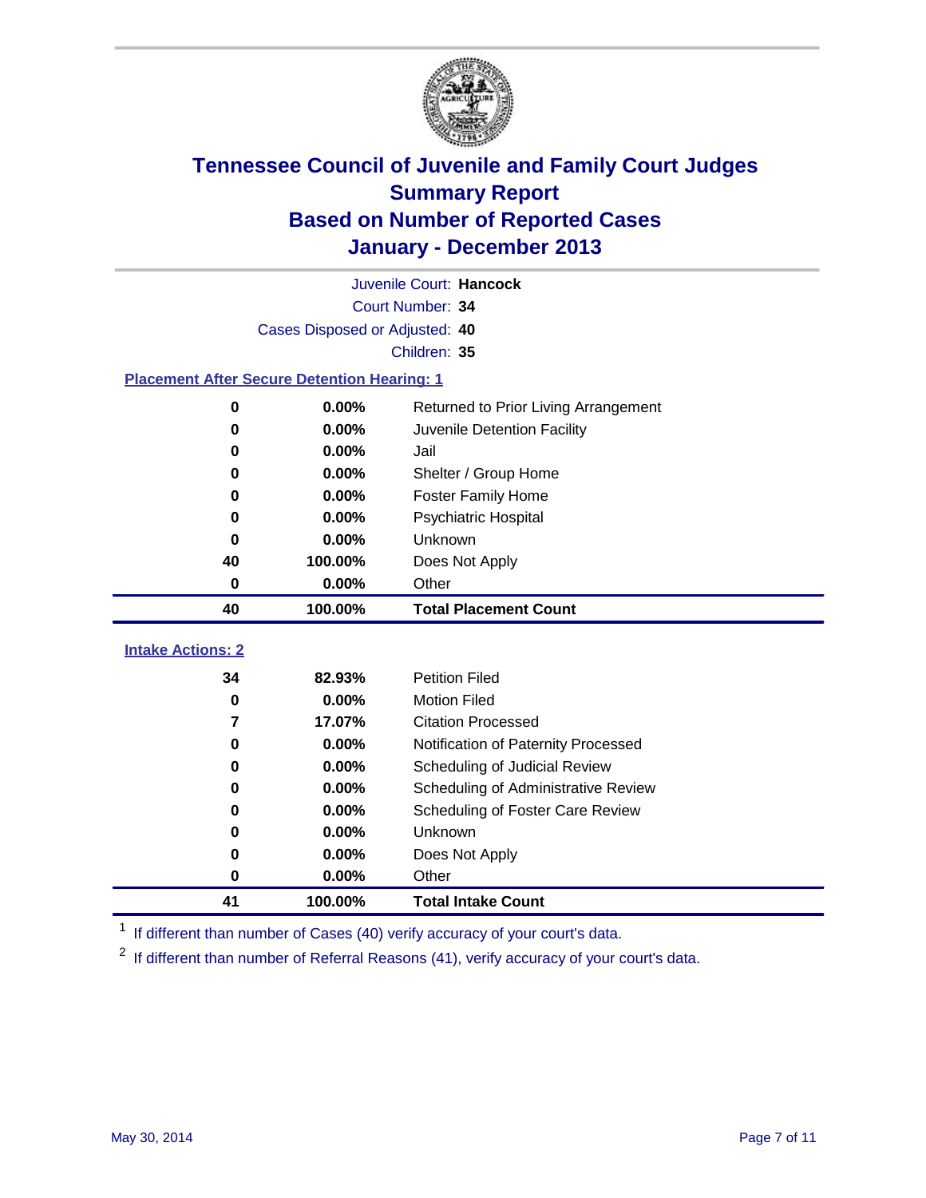# Tennessee Council of Juvenile and Family Court Judges
## Summary Report
## Based on Number of Reported Cases
## January - December 2013

Juvenile Court: **Hancock**
Court Number: **34**
Cases Disposed or Adjusted: **40**
Children: **35**

### Placement After Secure Detention Hearing: 1

| Count | Percent | Placement |
|---|---|---|
| 0 | 0.00% | Returned to Prior Living Arrangement |
| 0 | 0.00% | Juvenile Detention Facility |
| 0 | 0.00% | Jail |
| 0 | 0.00% | Shelter / Group Home |
| 0 | 0.00% | Foster Family Home |
| 0 | 0.00% | Psychiatric Hospital |
| 0 | 0.00% | Unknown |
| 40 | 100.00% | Does Not Apply |
| 0 | 0.00% | Other |
| **40** | **100.00%** | **Total Placement Count** |

### Intake Actions: 2

| Count | Percent | Intake Action |
|---|---|---|
| 34 | 82.93% | Petition Filed |
| 0 | 0.00% | Motion Filed |
| 7 | 17.07% | Citation Processed |
| 0 | 0.00% | Notification of Paternity Processed |
| 0 | 0.00% | Scheduling of Judicial Review |
| 0 | 0.00% | Scheduling of Administrative Review |
| 0 | 0.00% | Scheduling of Foster Care Review |
| 0 | 0.00% | Unknown |
| 0 | 0.00% | Does Not Apply |
| 0 | 0.00% | Other |
| **41** | **100.00%** | **Total Intake Count** |

[1] If different than number of Cases (40) verify accuracy of your court's data.

[2] If different than number of Referral Reasons (41), verify accuracy of your court's data.

May 30, 2014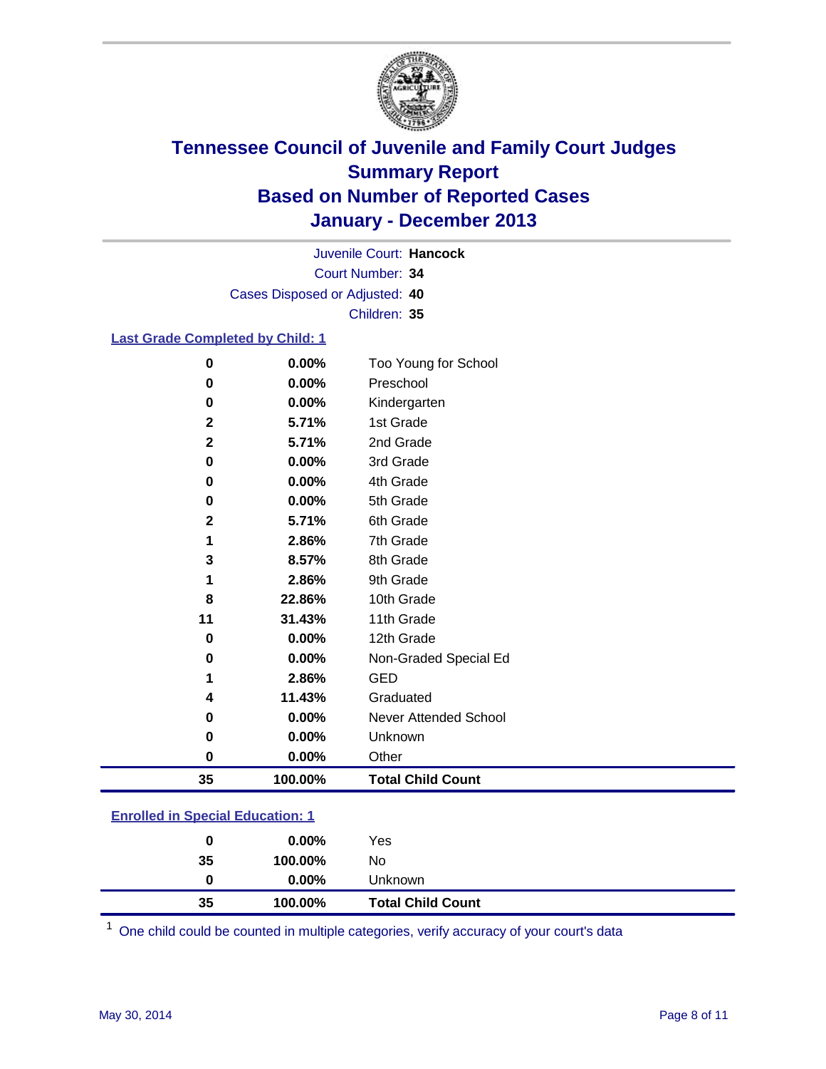# Tennessee Council of Juvenile and Family Court Judges
## Summary Report
## Based on Number of Reported Cases
## January - December 2013

Juvenile Court: **Hancock**
Court Number: **34**
Cases Disposed or Adjusted: **40**
Children: **35**

### Last Grade Completed by Child: 1

| Count | Percent | Category |
|---|---|---|
| 0 | 0.00% | Too Young for School |
| 0 | 0.00% | Preschool |
| 0 | 0.00% | Kindergarten |
| 2 | 5.71% | 1st Grade |
| 2 | 5.71% | 2nd Grade |
| 0 | 0.00% | 3rd Grade |
| 0 | 0.00% | 4th Grade |
| 0 | 0.00% | 5th Grade |
| 2 | 5.71% | 6th Grade |
| 1 | 2.86% | 7th Grade |
| 3 | 8.57% | 8th Grade |
| 1 | 2.86% | 9th Grade |
| 8 | 22.86% | 10th Grade |
| 11 | 31.43% | 11th Grade |
| 0 | 0.00% | 12th Grade |
| 0 | 0.00% | Non-Graded Special Ed |
| 1 | 2.86% | GED |
| 4 | 11.43% | Graduated |
| 0 | 0.00% | Never Attended School |
| 0 | 0.00% | Unknown |
| 0 | 0.00% | Other |
| **35** | **100.00%** | **Total Child Count** |

### Enrolled in Special Education: 1

| Count | Percent | Category |
|---|---|---|
| 0 | 0.00% | Yes |
| 35 | 100.00% | No |
| 0 | 0.00% | Unknown |
| **35** | **100.00%** | **Total Child Count** |

[1] One child could be counted in multiple categories, verify accuracy of your court's data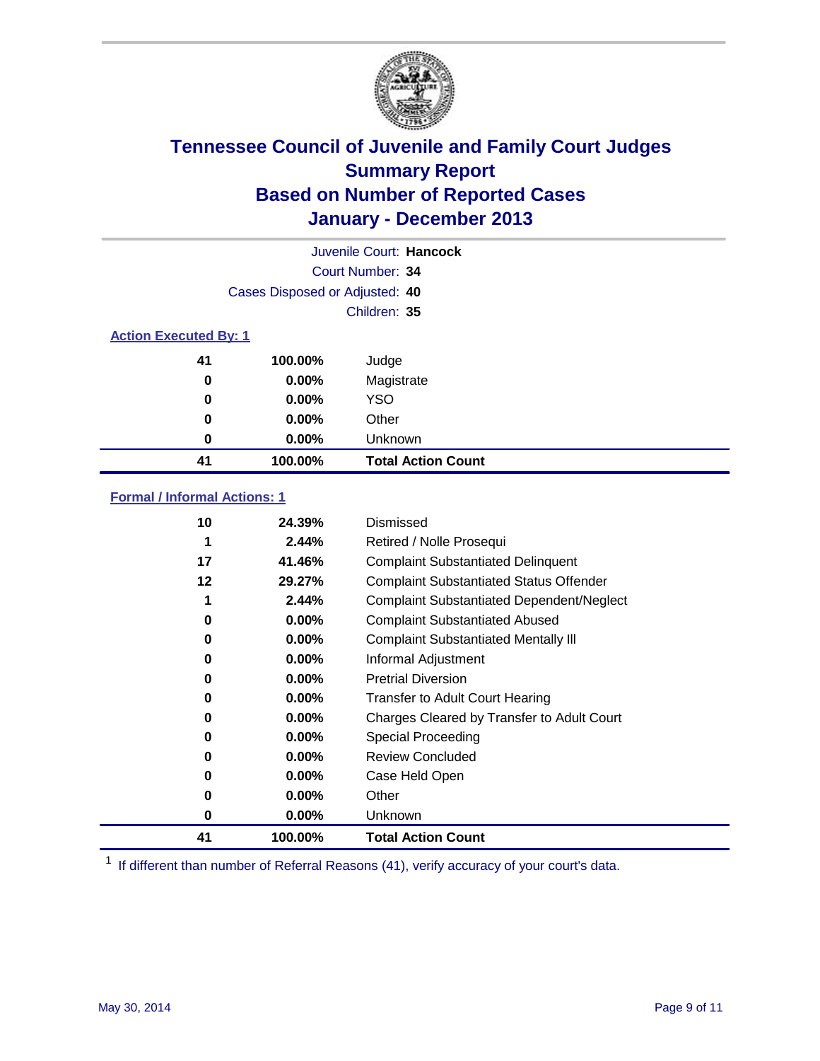# Tennessee Council of Juvenile and Family Court Judges
## Summary Report
## Based on Number of Reported Cases
## January - December 2013

Juvenile Court: **Hancock**
Court Number: **34**
Cases Disposed or Adjusted: **40**
Children: **35**

### Action Executed By: 1

| | | |
|---|---|---|
| 41 | 100.00% | Judge |
| 0 | 0.00% | Magistrate |
| 0 | 0.00% | YSO |
| 0 | 0.00% | Other |
| 0 | 0.00% | Unknown |
| **41** | **100.00%** | **Total Action Count** |

### Formal / Informal Actions: 1

| | | |
|---|---|---|
| 10 | 24.39% | Dismissed |
| 1 | 2.44% | Retired / Nolle Prosequi |
| 17 | 41.46% | Complaint Substantiated Delinquent |
| 12 | 29.27% | Complaint Substantiated Status Offender |
| 1 | 2.44% | Complaint Substantiated Dependent/Neglect |
| 0 | 0.00% | Complaint Substantiated Abused |
| 0 | 0.00% | Complaint Substantiated Mentally Ill |
| 0 | 0.00% | Informal Adjustment |
| 0 | 0.00% | Pretrial Diversion |
| 0 | 0.00% | Transfer to Adult Court Hearing |
| 0 | 0.00% | Charges Cleared by Transfer to Adult Court |
| 0 | 0.00% | Special Proceeding |
| 0 | 0.00% | Review Concluded |
| 0 | 0.00% | Case Held Open |
| 0 | 0.00% | Other |
| 0 | 0.00% | Unknown |
| **41** | **100.00%** | **Total Action Count** |

[1] If different than number of Referral Reasons (41), verify accuracy of your court's data.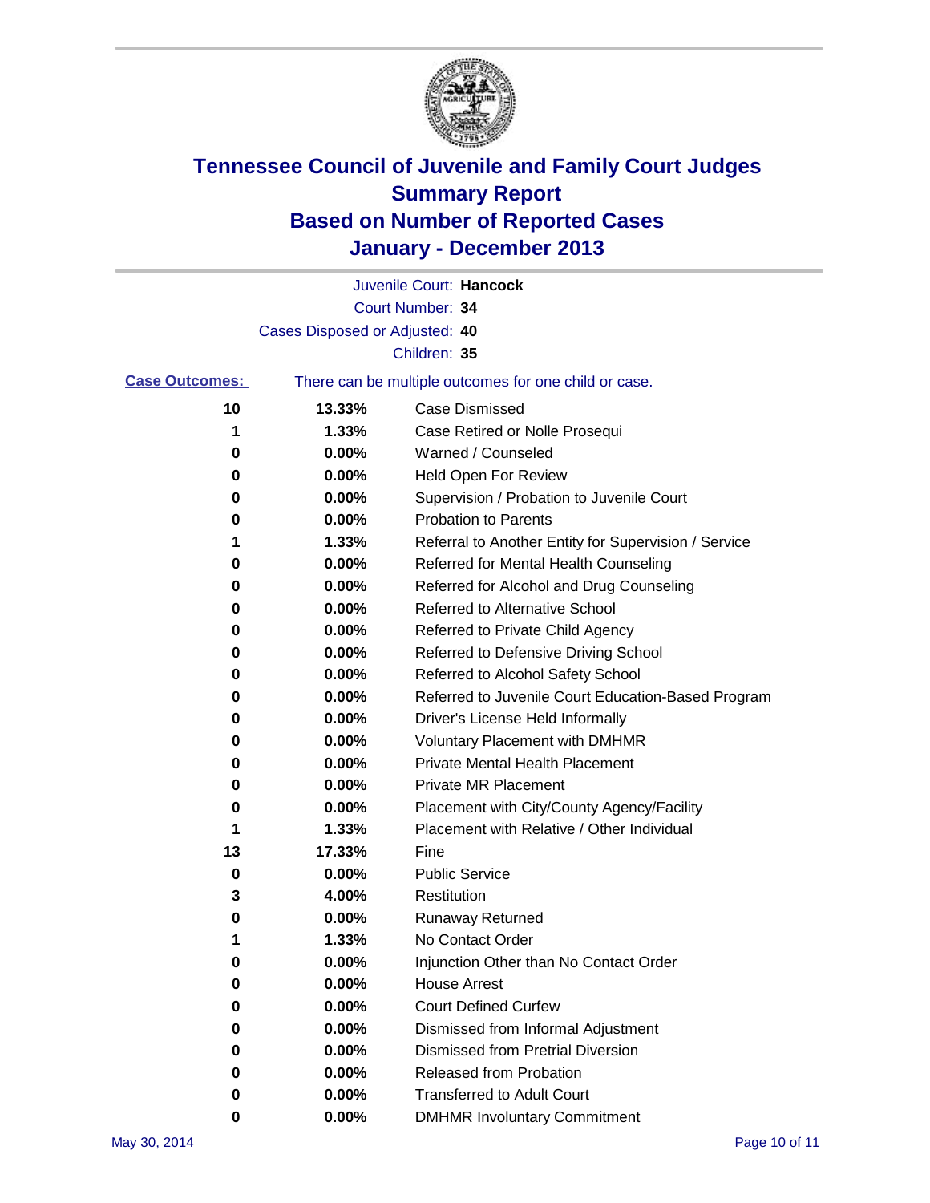# Tennessee Council of Juvenile and Family Court Judges
# Summary Report
# Based on Number of Reported Cases
# January - December 2013

Juvenile Court: **Hancock**

Court Number: **34**

Cases Disposed or Adjusted: **40**

Children: **35**

**Case Outcomes:** There can be multiple outcomes for one child or case.

| Count | Percent | Outcome |
|---|---|---|
| 10 | 13.33% | Case Dismissed |
| 1 | 1.33% | Case Retired or Nolle Prosequi |
| 0 | 0.00% | Warned / Counseled |
| 0 | 0.00% | Held Open For Review |
| 0 | 0.00% | Supervision / Probation to Juvenile Court |
| 0 | 0.00% | Probation to Parents |
| 1 | 1.33% | Referral to Another Entity for Supervision / Service |
| 0 | 0.00% | Referred for Mental Health Counseling |
| 0 | 0.00% | Referred for Alcohol and Drug Counseling |
| 0 | 0.00% | Referred to Alternative School |
| 0 | 0.00% | Referred to Private Child Agency |
| 0 | 0.00% | Referred to Defensive Driving School |
| 0 | 0.00% | Referred to Alcohol Safety School |
| 0 | 0.00% | Referred to Juvenile Court Education-Based Program |
| 0 | 0.00% | Driver's License Held Informally |
| 0 | 0.00% | Voluntary Placement with DMHMR |
| 0 | 0.00% | Private Mental Health Placement |
| 0 | 0.00% | Private MR Placement |
| 0 | 0.00% | Placement with City/County Agency/Facility |
| 1 | 1.33% | Placement with Relative / Other Individual |
| 13 | 17.33% | Fine |
| 0 | 0.00% | Public Service |
| 3 | 4.00% | Restitution |
| 0 | 0.00% | Runaway Returned |
| 1 | 1.33% | No Contact Order |
| 0 | 0.00% | Injunction Other than No Contact Order |
| 0 | 0.00% | House Arrest |
| 0 | 0.00% | Court Defined Curfew |
| 0 | 0.00% | Dismissed from Informal Adjustment |
| 0 | 0.00% | Dismissed from Pretrial Diversion |
| 0 | 0.00% | Released from Probation |
| 0 | 0.00% | Transferred to Adult Court |
| 0 | 0.00% | DMHMR Involuntary Commitment |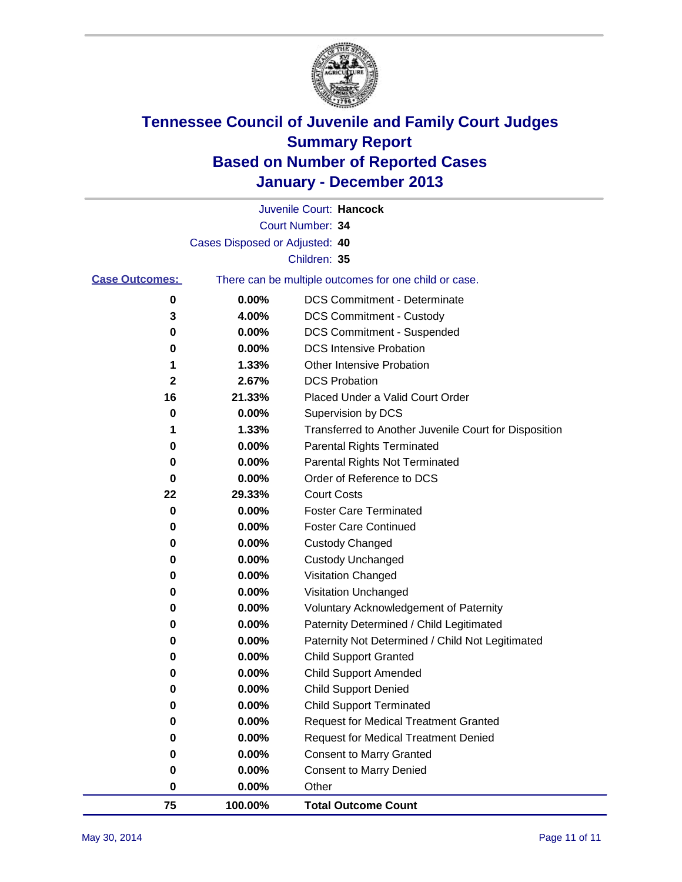# Tennessee Council of Juvenile and Family Court Judges
# Summary Report
# Based on Number of Reported Cases
# January - December 2013

Juvenile Court: **Hancock**
Court Number: **34**
Cases Disposed or Adjusted: **40**
Children: **35**

**Case Outcomes:** There can be multiple outcomes for one child or case.

| | | |
|---|---|---|
| 0 | 0.00% | DCS Commitment - Determinate |
| 3 | 4.00% | DCS Commitment - Custody |
| 0 | 0.00% | DCS Commitment - Suspended |
| 0 | 0.00% | DCS Intensive Probation |
| 1 | 1.33% | Other Intensive Probation |
| 2 | 2.67% | DCS Probation |
| 16 | 21.33% | Placed Under a Valid Court Order |
| 0 | 0.00% | Supervision by DCS |
| 1 | 1.33% | Transferred to Another Juvenile Court for Disposition |
| 0 | 0.00% | Parental Rights Terminated |
| 0 | 0.00% | Parental Rights Not Terminated |
| 0 | 0.00% | Order of Reference to DCS |
| 22 | 29.33% | Court Costs |
| 0 | 0.00% | Foster Care Terminated |
| 0 | 0.00% | Foster Care Continued |
| 0 | 0.00% | Custody Changed |
| 0 | 0.00% | Custody Unchanged |
| 0 | 0.00% | Visitation Changed |
| 0 | 0.00% | Visitation Unchanged |
| 0 | 0.00% | Voluntary Acknowledgement of Paternity |
| 0 | 0.00% | Paternity Determined / Child Legitimated |
| 0 | 0.00% | Paternity Not Determined / Child Not Legitimated |
| 0 | 0.00% | Child Support Granted |
| 0 | 0.00% | Child Support Amended |
| 0 | 0.00% | Child Support Denied |
| 0 | 0.00% | Child Support Terminated |
| 0 | 0.00% | Request for Medical Treatment Granted |
| 0 | 0.00% | Request for Medical Treatment Denied |
| 0 | 0.00% | Consent to Marry Granted |
| 0 | 0.00% | Consent to Marry Denied |
| 0 | 0.00% | Other |
| **75** | **100.00%** | **Total Outcome Count** |

May 30, 2014